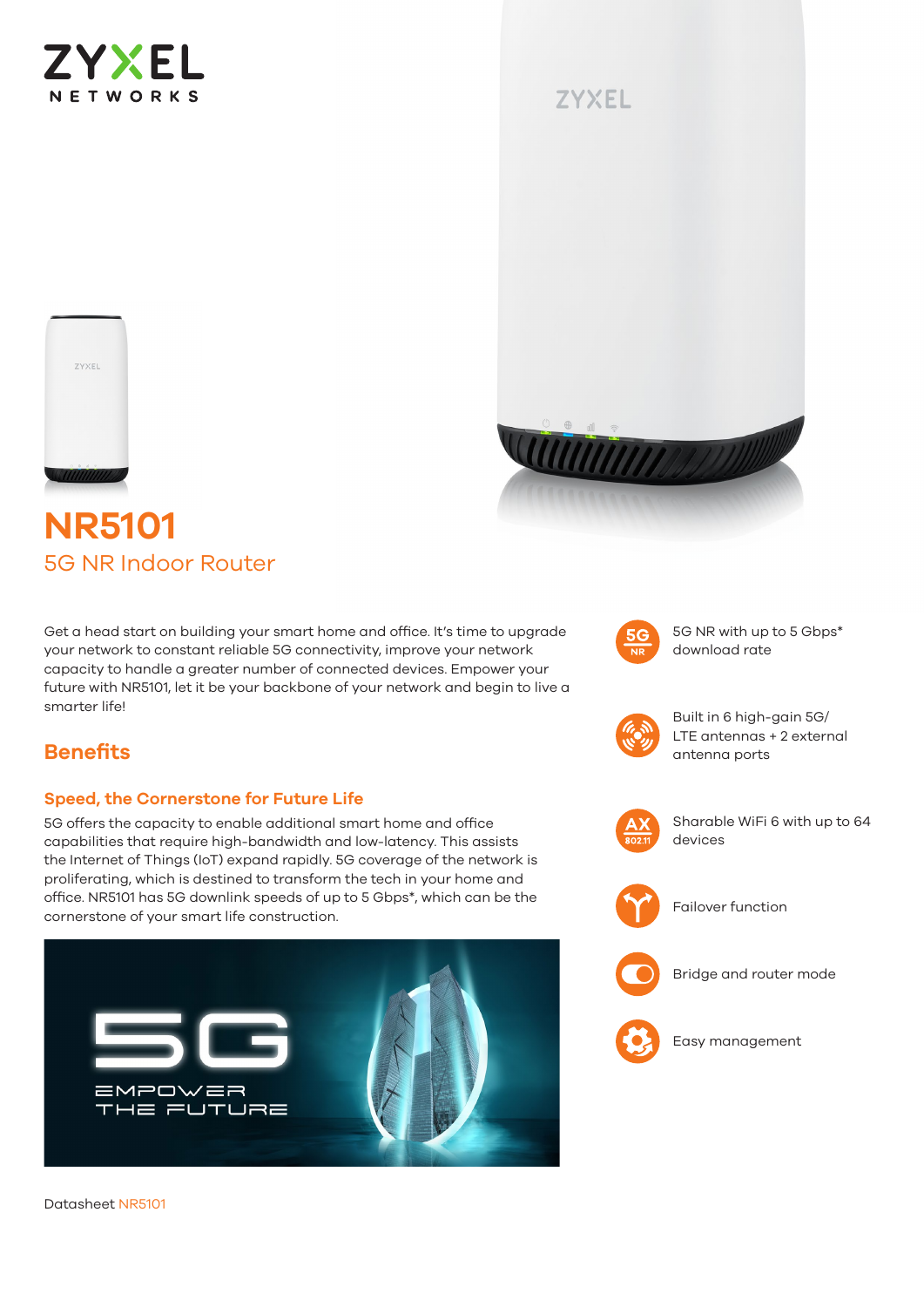# NR5101

## 5G NR Indoor Router

Get a head start on building your smart home and office. It's time to upgrade your network to constant reliable 5G connectivity, improve your network capacity to handle a greater number of connected devices. Empower your future with NR5101, let it be your backbone of your network and begin to live a smarter life!

- 5G NR with up to 5 Gbps* download rate
- Built in 6 high-gain 5G/LTE antennas + 2 external antenna ports
- Sharable WiFi 6 with up to 64 devices
- Failover function
- Bridge and router mode
- Easy management

## Benefits

### Speed, the Cornerstone for Future Life

5G offers the capacity to enable additional smart home and office capabilities that require high-bandwidth and low-latency. This assists the Internet of Things (IoT) expand rapidly. 5G coverage of the network is proliferating, which is destined to transform the tech in your home and office. NR5101 has 5G downlink speeds of up to 5 Gbps*, which can be the cornerstone of your smart life construction.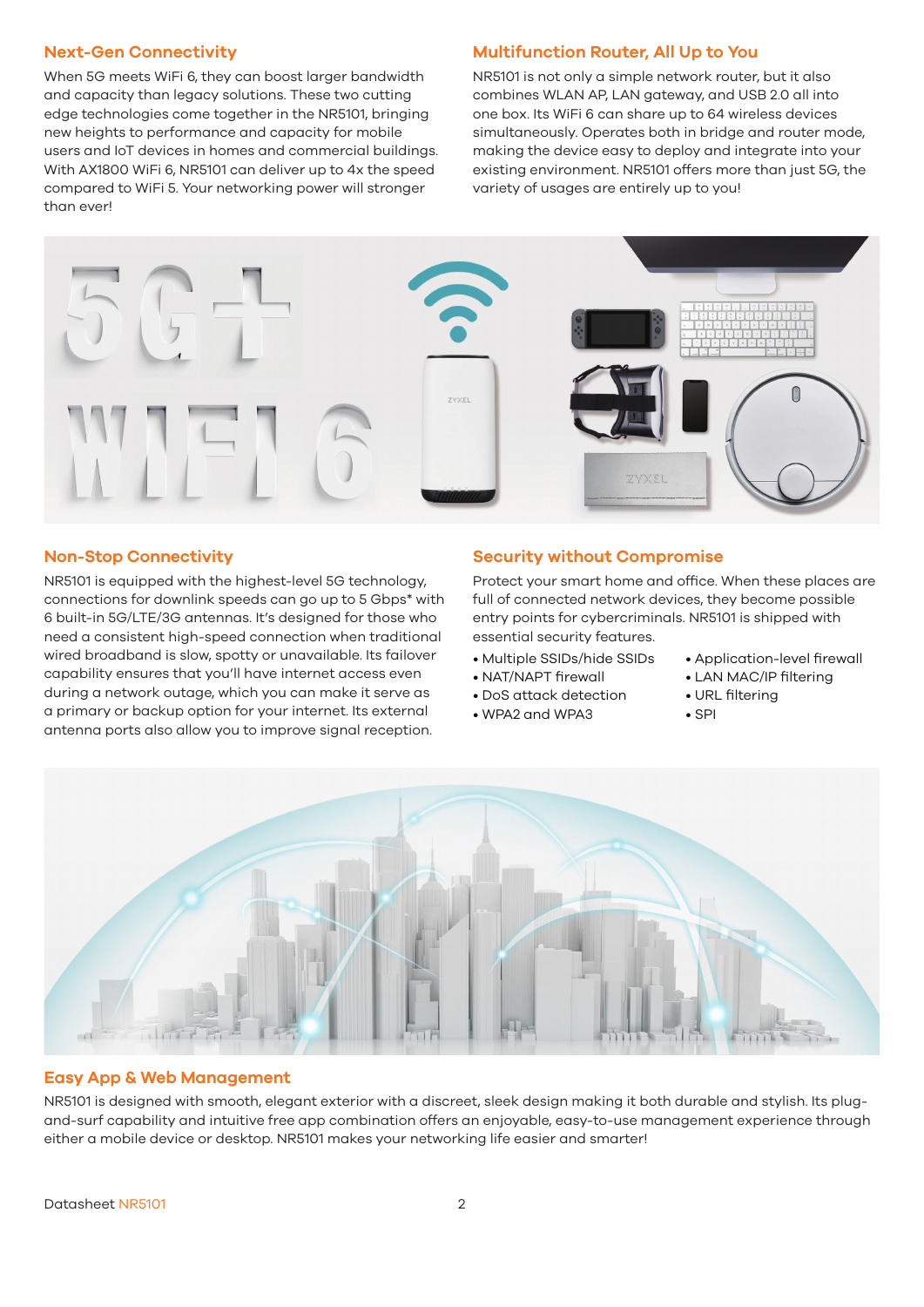## Next-Gen Connectivity

When 5G meets WiFi 6, they can boost larger bandwidth and capacity than legacy solutions. These two cutting edge technologies come together in the NR5101, bringing new heights to performance and capacity for mobile users and IoT devices in homes and commercial buildings. With AX1800 WiFi 6, NR5101 can deliver up to 4x the speed compared to WiFi 5. Your networking power will stronger than ever!

## Multifunction Router, All Up to You

NR5101 is not only a simple network router, but it also combines WLAN AP, LAN gateway, and USB 2.0 all into one box. Its WiFi 6 can share up to 64 wireless devices simultaneously. Operates both in bridge and router mode, making the device easy to deploy and integrate into your existing environment. NR5101 offers more than just 5G, the variety of usages are entirely up to you!

## Non-Stop Connectivity

NR5101 is equipped with the highest-level 5G technology, connections for downlink speeds can go up to 5 Gbps* with 6 built-in 5G/LTE/3G antennas. It's designed for those who need a consistent high-speed connection when traditional wired broadband is slow, spotty or unavailable. Its failover capability ensures that you'll have internet access even during a network outage, which you can make it serve as a primary or backup option for your internet. Its external antenna ports also allow you to improve signal reception.

## Security without Compromise

Protect your smart home and office. When these places are full of connected network devices, they become possible entry points for cybercriminals. NR5101 is shipped with essential security features.

- Multiple SSIDs/hide SSIDs
- NAT/NAPT firewall
- DoS attack detection
- WPA2 and WPA3
- Application-level firewall
- LAN MAC/IP filtering
- URL filtering
- SPI

## Easy App & Web Management

NR5101 is designed with smooth, elegant exterior with a discreet, sleek design making it both durable and stylish. Its plug-and-surf capability and intuitive free app combination offers an enjoyable, easy-to-use management experience through either a mobile device or desktop. NR5101 makes your networking life easier and smarter!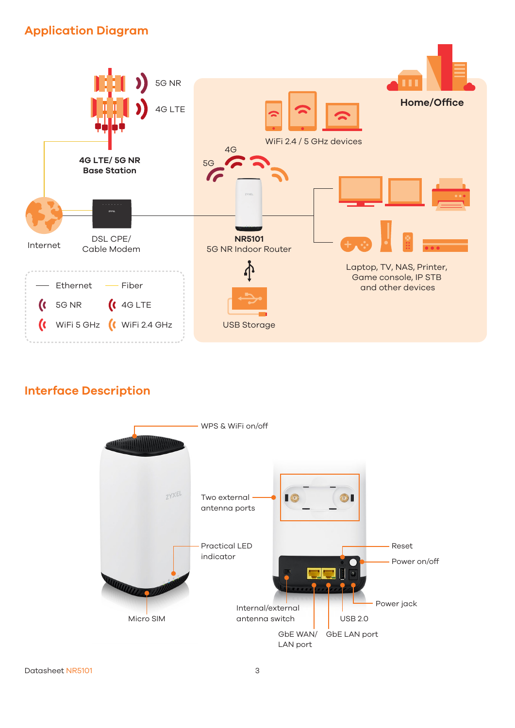## Application Diagram

5G NR

4G LTE

4G LTE/ 5G NR
Base Station

Home/Office

WiFi 2.4 / 5 GHz devices

4G

5G

Internet

DSL CPE/
Cable Modem

NR5101
5G NR Indoor Router

Laptop, TV, NAS, Printer,
Game console, IP STB
and other devices

USB Storage

- Ethernet
- Fiber
- 5G NR
- 4G LTE
- WiFi 5 GHz
- WiFi 2.4 GHz

## Interface Description

- WPS & WiFi on/off
- Two external antenna ports
- Practical LED indicator
- Micro SIM
- Reset
- Power on/off
- Power jack
- Internal/external antenna switch
- USB 2.0
- GbE WAN/ LAN port
- GbE LAN port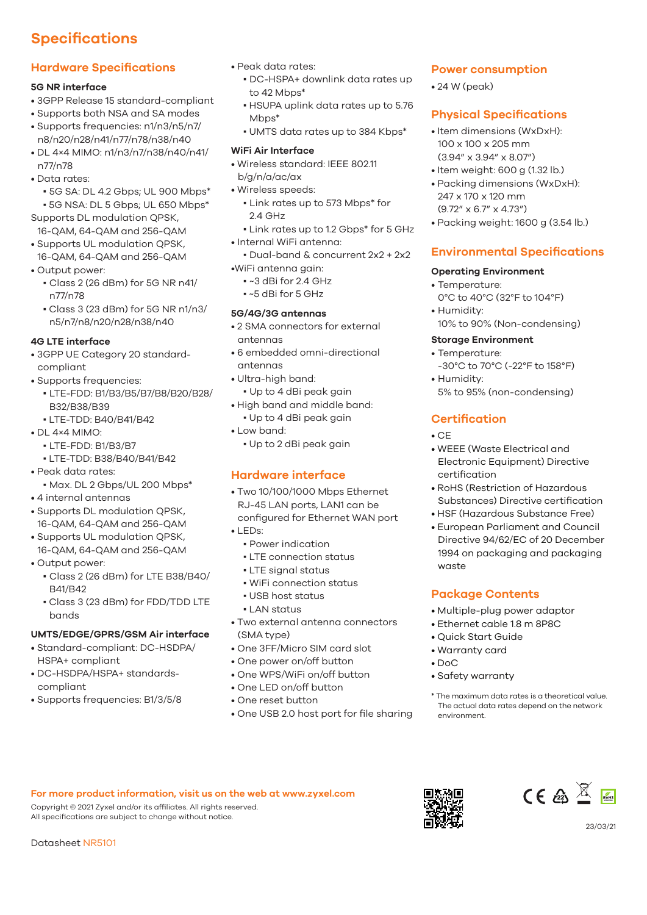# Specifications

## Hardware Specifications

### 5G NR interface

- 3GPP Release 15 standard-compliant
- Supports both NSA and SA modes
- Supports frequencies: n1/n3/n5/n7/n8/n20/n28/n41/n77/n78/n38/n40
- DL 4×4 MIMO: n1/n3/n7/n38/n40/n41/n77/n78
- Data rates:
  - 5G SA: DL 4.2 Gbps; UL 900 Mbps*
  - 5G NSA: DL 5 Gbps; UL 650 Mbps*

Supports DL modulation QPSK, 16-QAM, 64-QAM and 256-QAM

- Supports UL modulation QPSK, 16-QAM, 64-QAM and 256-QAM
- Output power:
  - Class 2 (26 dBm) for 5G NR n41/n77/n78
  - Class 3 (23 dBm) for 5G NR n1/n3/n5/n7/n8/n20/n28/n38/n40

### 4G LTE interface

- 3GPP UE Category 20 standard-compliant
- Supports frequencies:
  - LTE-FDD: B1/B3/B5/B7/B8/B20/B28/B32/B38/B39
  - LTE-TDD: B40/B41/B42
- DL 4×4 MIMO:
  - LTE-FDD: B1/B3/B7
  - LTE-TDD: B38/B40/B41/B42
- Peak data rates:
  - Max. DL 2 Gbps/UL 200 Mbps*
- 4 internal antennas
- Supports DL modulation QPSK, 16-QAM, 64-QAM and 256-QAM
- Supports UL modulation QPSK, 16-QAM, 64-QAM and 256-QAM
- Output power:
  - Class 2 (26 dBm) for LTE B38/B40/B41/B42
  - Class 3 (23 dBm) for FDD/TDD LTE bands

### UMTS/EDGE/GPRS/GSM Air interface

- Standard-compliant: DC-HSDPA/HSPA+ compliant
- DC-HSDPA/HSPA+ standards-compliant
- Supports frequencies: B1/3/5/8
- Peak data rates:
  - DC-HSPA+ downlink data rates up to 42 Mbps*
  - HSUPA uplink data rates up to 5.76 Mbps*
  - UMTS data rates up to 384 Kbps*

### WiFi Air Interface

- Wireless standard: IEEE 802.11 b/g/n/a/ac/ax
- Wireless speeds:
  - Link rates up to 573 Mbps* for 2.4 GHz
  - Link rates up to 1.2 Gbps* for 5 GHz
- Internal WiFi antenna:
  - Dual-band & concurrent 2x2 + 2x2
- WiFi antenna gain:
  - ~3 dBi for 2.4 GHz
  - ~5 dBi for 5 GHz

### 5G/4G/3G antennas

- 2 SMA connectors for external antennas
- 6 embedded omni-directional antennas
- Ultra-high band:
  - Up to 4 dBi peak gain
- High band and middle band:
  - Up to 4 dBi peak gain
- Low band:
  - Up to 2 dBi peak gain

## Hardware interface

- Two 10/100/1000 Mbps Ethernet RJ-45 LAN ports, LAN1 can be configured for Ethernet WAN port
- LEDs:
  - Power indication
  - LTE connection status
  - LTE signal status
  - WiFi connection status
  - USB host status
  - LAN status
- Two external antenna connectors (SMA type)
- One 3FF/Micro SIM card slot
- One power on/off button
- One WPS/WiFi on/off button
- One LED on/off button
- One reset button
- One USB 2.0 host port for file sharing

## Power consumption

- 24 W (peak)

## Physical Specifications

- Item dimensions (WxDxH): 100 x 100 x 205 mm (3.94” x 3.94” x 8.07”)
- Item weight: 600 g (1.32 lb.)
- Packing dimensions (WxDxH): 247 x 170 x 120 mm (9.72” x 6.7” x 4.73”)
- Packing weight: 1600 g (3.54 lb.)

## Environmental Specifications

### Operating Environment

- Temperature: 0°C to 40°C (32°F to 104°F)
- Humidity: 10% to 90% (Non-condensing)

### Storage Environment

- Temperature: -30°C to 70°C (-22°F to 158°F)
- Humidity: 5% to 95% (non-condensing)

## Certification

- CE
- WEEE (Waste Electrical and Electronic Equipment) Directive certification
- RoHS (Restriction of Hazardous Substances) Directive certification
- HSF (Hazardous Substance Free)
- European Parliament and Council Directive 94/62/EC of 20 December 1994 on packaging and packaging waste

## Package Contents

- Multiple-plug power adaptor
- Ethernet cable 1.8 m 8P8C
- Quick Start Guide
- Warranty card
- DoC
- Safety warranty

\* The maximum data rates is a theoretical value. The actual data rates depend on the network environment.

**For more product information, visit us on the web at www.zyxel.com**

Copyright © 2021 Zyxel and/or its affiliates. All rights reserved.
All specifications are subject to change without notice.

23/03/21

Datasheet NR5101